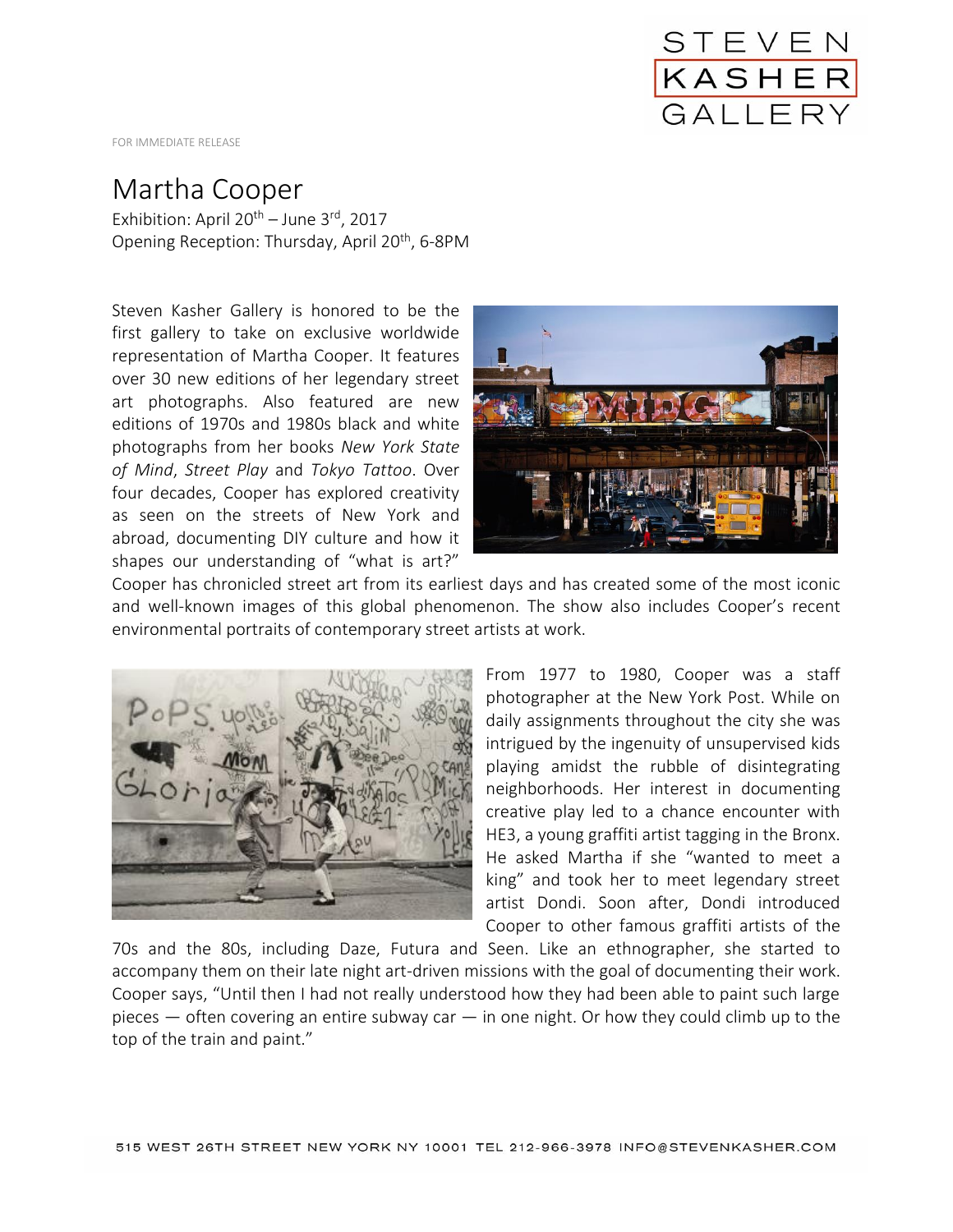FOR IMMEDIATE RELEASE

# Martha Cooper

Exhibition: April 20th – June 3rd, 2017
Opening Reception: Thursday, April 20th, 6-8PM

Steven Kasher Gallery is honored to be the first gallery to take on exclusive worldwide representation of Martha Cooper. It features over 30 new editions of her legendary street art photographs. Also featured are new editions of 1970s and 1980s black and white photographs from her books *New York State of Mind*, *Street Play* and *Tokyo Tattoo*. Over four decades, Cooper has explored creativity as seen on the streets of New York and abroad, documenting DIY culture and how it shapes our understanding of "what is art?" Cooper has chronicled street art from its earliest days and has created some of the most iconic and well-known images of this global phenomenon. The show also includes Cooper's recent environmental portraits of contemporary street artists at work.

From 1977 to 1980, Cooper was a staff photographer at the New York Post. While on daily assignments throughout the city she was intrigued by the ingenuity of unsupervised kids playing amidst the rubble of disintegrating neighborhoods. Her interest in documenting creative play led to a chance encounter with HE3, a young graffiti artist tagging in the Bronx. He asked Martha if she "wanted to meet a king" and took her to meet legendary street artist Dondi. Soon after, Dondi introduced Cooper to other famous graffiti artists of the 70s and the 80s, including Daze, Futura and Seen. Like an ethnographer, she started to accompany them on their late night art-driven missions with the goal of documenting their work. Cooper says, "Until then I had not really understood how they had been able to paint such large pieces — often covering an entire subway car — in one night. Or how they could climb up to the top of the train and paint."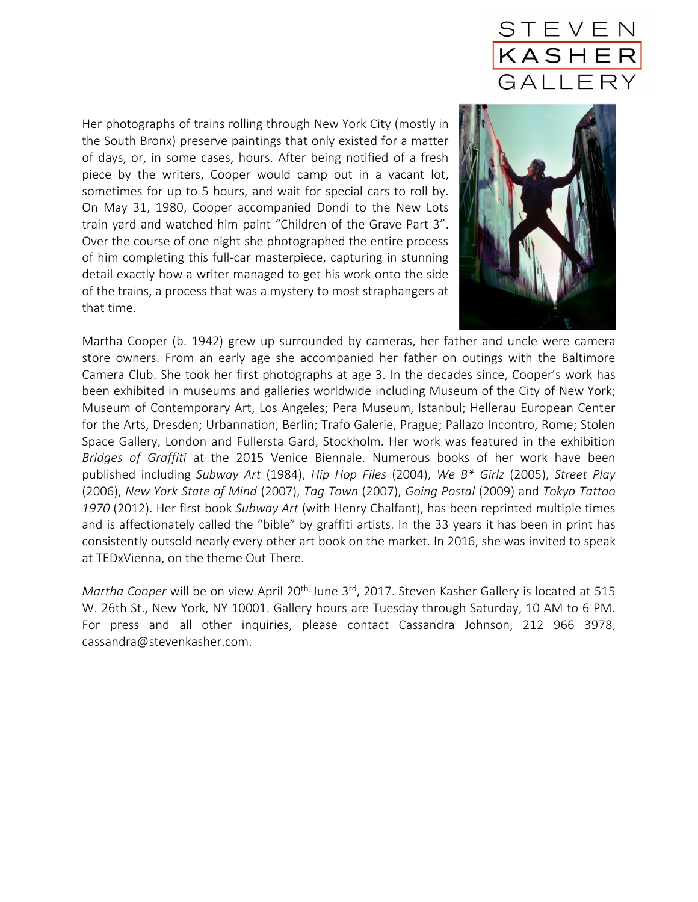Her photographs of trains rolling through New York City (mostly in the South Bronx) preserve paintings that only existed for a matter of days, or, in some cases, hours. After being notified of a fresh piece by the writers, Cooper would camp out in a vacant lot, sometimes for up to 5 hours, and wait for special cars to roll by. On May 31, 1980, Cooper accompanied Dondi to the New Lots train yard and watched him paint "Children of the Grave Part 3". Over the course of one night she photographed the entire process of him completing this full-car masterpiece, capturing in stunning detail exactly how a writer managed to get his work onto the side of the trains, a process that was a mystery to most straphangers at that time.

Martha Cooper (b. 1942) grew up surrounded by cameras, her father and uncle were camera store owners. From an early age she accompanied her father on outings with the Baltimore Camera Club. She took her first photographs at age 3. In the decades since, Cooper's work has been exhibited in museums and galleries worldwide including Museum of the City of New York; Museum of Contemporary Art, Los Angeles; Pera Museum, Istanbul; Hellerau European Center for the Arts, Dresden; Urbannation, Berlin; Trafo Galerie, Prague; Pallazo Incontro, Rome; Stolen Space Gallery, London and Fullersta Gard, Stockholm. Her work was featured in the exhibition *Bridges of Graffiti* at the 2015 Venice Biennale. Numerous books of her work have been published including *Subway Art* (1984), *Hip Hop Files* (2004), *We B* Girlz* (2005), *Street Play* (2006), *New York State of Mind* (2007), *Tag Town* (2007), *Going Postal* (2009) and *Tokyo Tattoo 1970* (2012). Her first book *Subway Art* (with Henry Chalfant), has been reprinted multiple times and is affectionately called the "bible" by graffiti artists. In the 33 years it has been in print has consistently outsold nearly every other art book on the market. In 2016, she was invited to speak at TEDxVienna, on the theme Out There.

*Martha Cooper* will be on view April 20th-June 3rd, 2017. Steven Kasher Gallery is located at 515 W. 26th St., New York, NY 10001. Gallery hours are Tuesday through Saturday, 10 AM to 6 PM. For press and all other inquiries, please contact Cassandra Johnson, 212 966 3978, cassandra@stevenkasher.com.